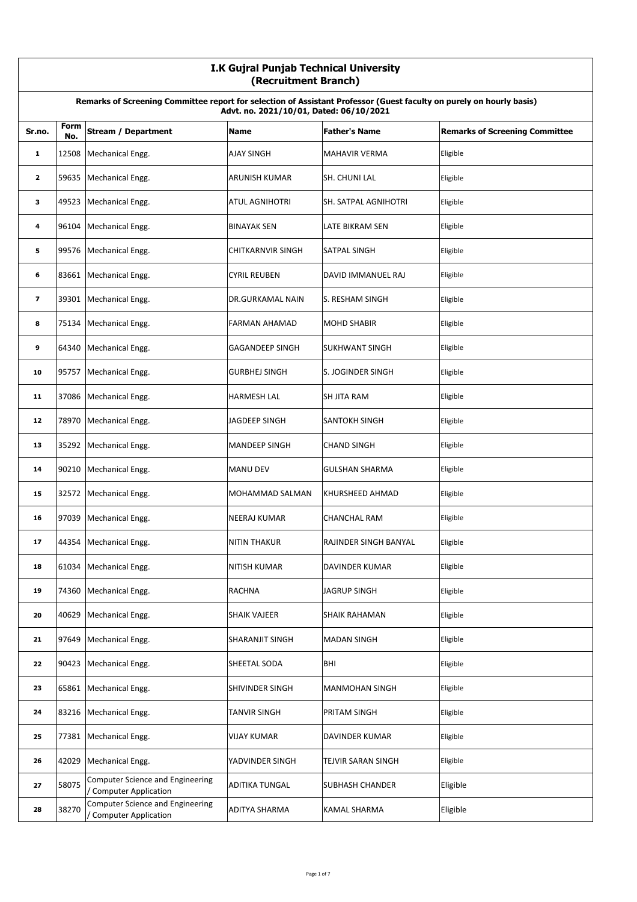# I.K Gujral Punjab Technical University
## (Recruitment Branch)

**Remarks of Screening Committee report for selection of Assistant Professor (Guest faculty on purely on hourly basis)**
**Advt. no. 2021/10/01, Dated: 06/10/2021**

| Sr.no. | Form No. | Stream / Department | Name | Father's Name | Remarks of Screening Committee |
|---|---|---|---|---|---|
| 1 | 12508 | Mechanical Engg. | AJAY SINGH | MAHAVIR VERMA | Eligible |
| 2 | 59635 | Mechanical Engg. | ARUNISH KUMAR | SH. CHUNI LAL | Eligible |
| 3 | 49523 | Mechanical Engg. | ATUL AGNIHOTRI | SH. SATPAL AGNIHOTRI | Eligible |
| 4 | 96104 | Mechanical Engg. | BINAYAK SEN | LATE BIKRAM SEN | Eligible |
| 5 | 99576 | Mechanical Engg. | CHITKARNVIR SINGH | SATPAL SINGH | Eligible |
| 6 | 83661 | Mechanical Engg. | CYRIL REUBEN | DAVID IMMANUEL RAJ | Eligible |
| 7 | 39301 | Mechanical Engg. | DR.GURKAMAL NAIN | S. RESHAM SINGH | Eligible |
| 8 | 75134 | Mechanical Engg. | FARMAN AHAMAD | MOHD SHABIR | Eligible |
| 9 | 64340 | Mechanical Engg. | GAGANDEEP SINGH | SUKHWANT SINGH | Eligible |
| 10 | 95757 | Mechanical Engg. | GURBHEJ SINGH | S. JOGINDER SINGH | Eligible |
| 11 | 37086 | Mechanical Engg. | HARMESH LAL | SH JITA RAM | Eligible |
| 12 | 78970 | Mechanical Engg. | JAGDEEP SINGH | SANTOKH SINGH | Eligible |
| 13 | 35292 | Mechanical Engg. | MANDEEP SINGH | CHAND SINGH | Eligible |
| 14 | 90210 | Mechanical Engg. | MANU DEV | GULSHAN SHARMA | Eligible |
| 15 | 32572 | Mechanical Engg. | MOHAMMAD SALMAN | KHURSHEED AHMAD | Eligible |
| 16 | 97039 | Mechanical Engg. | NEERAJ KUMAR | CHANCHAL RAM | Eligible |
| 17 | 44354 | Mechanical Engg. | NITIN THAKUR | RAJINDER SINGH BANYAL | Eligible |
| 18 | 61034 | Mechanical Engg. | NITISH KUMAR | DAVINDER KUMAR | Eligible |
| 19 | 74360 | Mechanical Engg. | RACHNA | JAGRUP SINGH | Eligible |
| 20 | 40629 | Mechanical Engg. | SHAIK VAJEER | SHAIK RAHAMAN | Eligible |
| 21 | 97649 | Mechanical Engg. | SHARANJIT SINGH | MADAN SINGH | Eligible |
| 22 | 90423 | Mechanical Engg. | SHEETAL SODA | BHI | Eligible |
| 23 | 65861 | Mechanical Engg. | SHIVINDER SINGH | MANMOHAN SINGH | Eligible |
| 24 | 83216 | Mechanical Engg. | TANVIR SINGH | PRITAM SINGH | Eligible |
| 25 | 77381 | Mechanical Engg. | VIJAY KUMAR | DAVINDER KUMAR | Eligible |
| 26 | 42029 | Mechanical Engg. | YADVINDER SINGH | TEJVIR SARAN SINGH | Eligible |
| 27 | 58075 | Computer Science and Engineering / Computer Application | ADITIKA TUNGAL | SUBHASH CHANDER | Eligible |
| 28 | 38270 | Computer Science and Engineering / Computer Application | ADITYA SHARMA | KAMAL SHARMA | Eligible |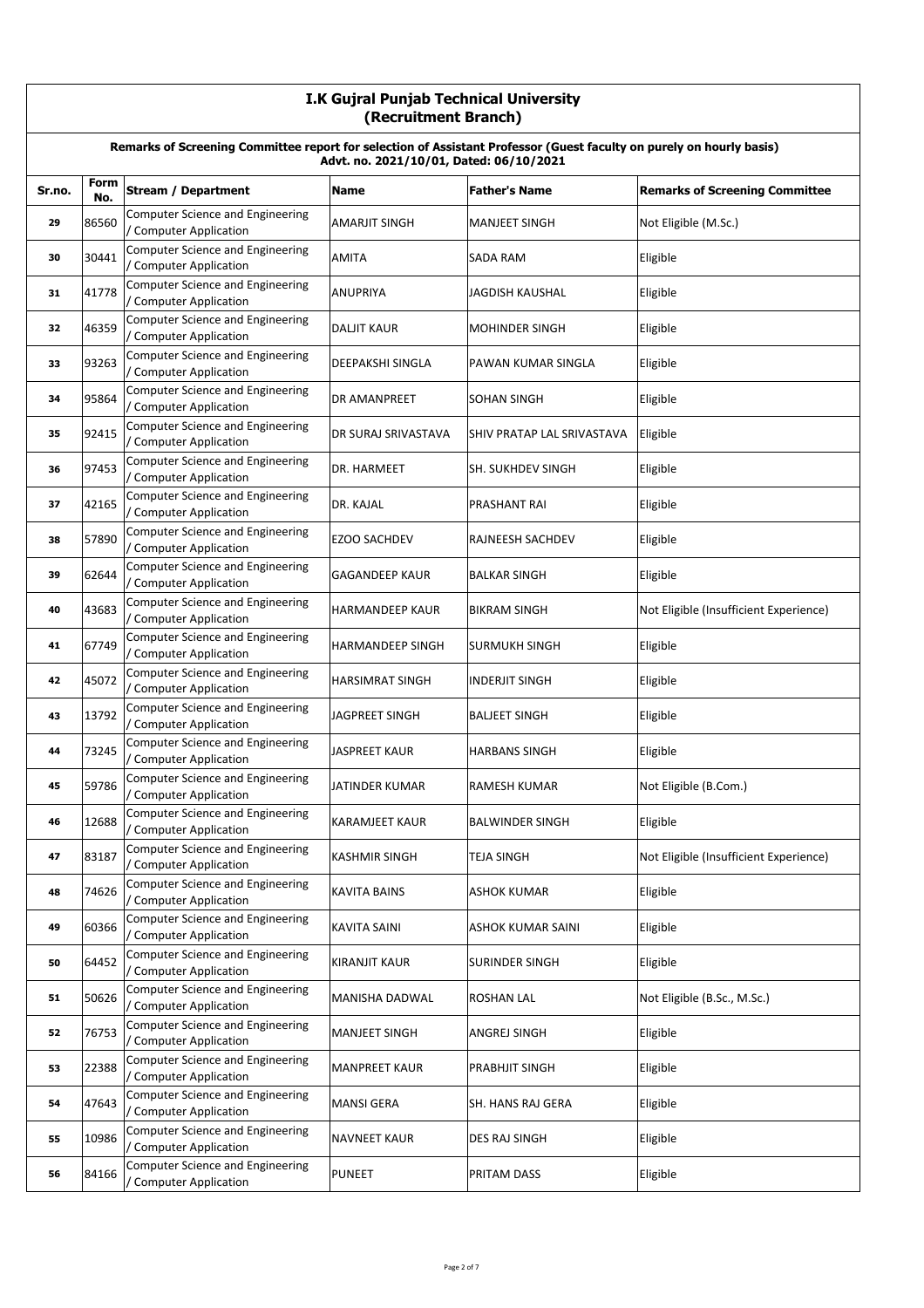# I.K Gujral Punjab Technical University
## (Recruitment Branch)

**Remarks of Screening Committee report for selection of Assistant Professor (Guest faculty on purely on hourly basis)**
**Advt. no. 2021/10/01, Dated: 06/10/2021**

| Sr.no. | Form No. | Stream / Department | Name | Father's Name | Remarks of Screening Committee |
|---|---|---|---|---|---|
| 29 | 86560 | Computer Science and Engineering / Computer Application | AMARJIT SINGH | MANJEET SINGH | Not Eligible (M.Sc.) |
| 30 | 30441 | Computer Science and Engineering / Computer Application | AMITA | SADA RAM | Eligible |
| 31 | 41778 | Computer Science and Engineering / Computer Application | ANUPRIYA | JAGDISH KAUSHAL | Eligible |
| 32 | 46359 | Computer Science and Engineering / Computer Application | DALJIT KAUR | MOHINDER SINGH | Eligible |
| 33 | 93263 | Computer Science and Engineering / Computer Application | DEEPAKSHI SINGLA | PAWAN KUMAR SINGLA | Eligible |
| 34 | 95864 | Computer Science and Engineering / Computer Application | DR AMANPREET | SOHAN SINGH | Eligible |
| 35 | 92415 | Computer Science and Engineering / Computer Application | DR SURAJ SRIVASTAVA | SHIV PRATAP LAL SRIVASTAVA | Eligible |
| 36 | 97453 | Computer Science and Engineering / Computer Application | DR. HARMEET | SH. SUKHDEV SINGH | Eligible |
| 37 | 42165 | Computer Science and Engineering / Computer Application | DR. KAJAL | PRASHANT RAI | Eligible |
| 38 | 57890 | Computer Science and Engineering / Computer Application | EZOO SACHDEV | RAJNEESH SACHDEV | Eligible |
| 39 | 62644 | Computer Science and Engineering / Computer Application | GAGANDEEP KAUR | BALKAR SINGH | Eligible |
| 40 | 43683 | Computer Science and Engineering / Computer Application | HARMANDEEP KAUR | BIKRAM SINGH | Not Eligible (Insufficient Experience) |
| 41 | 67749 | Computer Science and Engineering / Computer Application | HARMANDEEP SINGH | SURMUKH SINGH | Eligible |
| 42 | 45072 | Computer Science and Engineering / Computer Application | HARSIMRAT SINGH | INDERJIT SINGH | Eligible |
| 43 | 13792 | Computer Science and Engineering / Computer Application | JAGPREET SINGH | BALJEET SINGH | Eligible |
| 44 | 73245 | Computer Science and Engineering / Computer Application | JASPREET KAUR | HARBANS SINGH | Eligible |
| 45 | 59786 | Computer Science and Engineering / Computer Application | JATINDER KUMAR | RAMESH KUMAR | Not Eligible (B.Com.) |
| 46 | 12688 | Computer Science and Engineering / Computer Application | KARAMJEET KAUR | BALWINDER SINGH | Eligible |
| 47 | 83187 | Computer Science and Engineering / Computer Application | KASHMIR SINGH | TEJA SINGH | Not Eligible (Insufficient Experience) |
| 48 | 74626 | Computer Science and Engineering / Computer Application | KAVITA BAINS | ASHOK KUMAR | Eligible |
| 49 | 60366 | Computer Science and Engineering / Computer Application | KAVITA SAINI | ASHOK KUMAR SAINI | Eligible |
| 50 | 64452 | Computer Science and Engineering / Computer Application | KIRANJIT KAUR | SURINDER SINGH | Eligible |
| 51 | 50626 | Computer Science and Engineering / Computer Application | MANISHA DADWAL | ROSHAN LAL | Not Eligible (B.Sc., M.Sc.) |
| 52 | 76753 | Computer Science and Engineering / Computer Application | MANJEET SINGH | ANGREJ SINGH | Eligible |
| 53 | 22388 | Computer Science and Engineering / Computer Application | MANPREET KAUR | PRABHJIT SINGH | Eligible |
| 54 | 47643 | Computer Science and Engineering / Computer Application | MANSI GERA | SH. HANS RAJ GERA | Eligible |
| 55 | 10986 | Computer Science and Engineering / Computer Application | NAVNEET KAUR | DES RAJ SINGH | Eligible |
| 56 | 84166 | Computer Science and Engineering / Computer Application | PUNEET | PRITAM DASS | Eligible |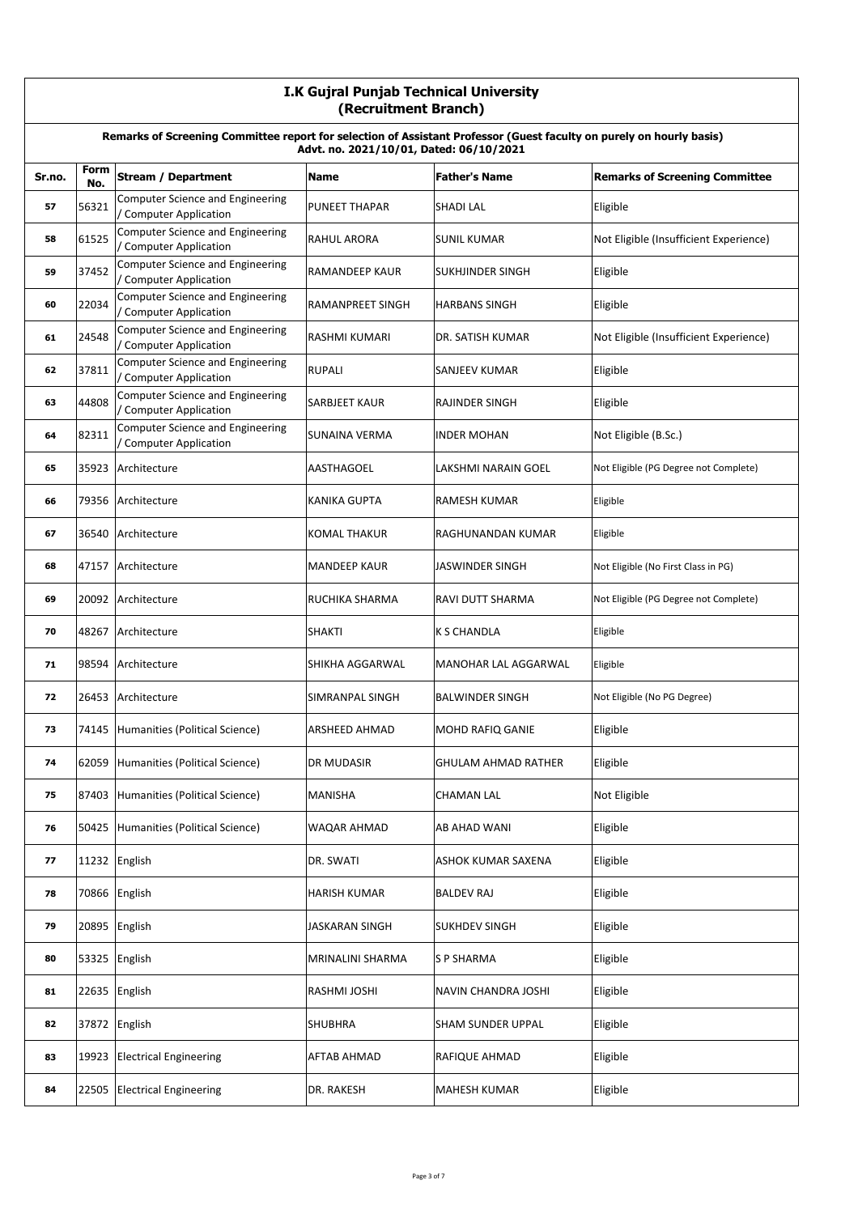# I.K Gujral Punjab Technical University
## (Recruitment Branch)

**Remarks of Screening Committee report for selection of Assistant Professor (Guest faculty on purely on hourly basis)**
**Advt. no. 2021/10/01, Dated: 06/10/2021**

| Sr.no. | Form No. | Stream / Department | Name | Father's Name | Remarks of Screening Committee |
|---|---|---|---|---|---|
| 57 | 56321 | Computer Science and Engineering / Computer Application | PUNEET THAPAR | SHADI LAL | Eligible |
| 58 | 61525 | Computer Science and Engineering / Computer Application | RAHUL ARORA | SUNIL KUMAR | Not Eligible (Insufficient Experience) |
| 59 | 37452 | Computer Science and Engineering / Computer Application | RAMANDEEP KAUR | SUKHJINDER SINGH | Eligible |
| 60 | 22034 | Computer Science and Engineering / Computer Application | RAMANPREET SINGH | HARBANS SINGH | Eligible |
| 61 | 24548 | Computer Science and Engineering / Computer Application | RASHMI KUMARI | DR. SATISH KUMAR | Not Eligible (Insufficient Experience) |
| 62 | 37811 | Computer Science and Engineering / Computer Application | RUPALI | SANJEEV KUMAR | Eligible |
| 63 | 44808 | Computer Science and Engineering / Computer Application | SARBJEET KAUR | RAJINDER SINGH | Eligible |
| 64 | 82311 | Computer Science and Engineering / Computer Application | SUNAINA VERMA | INDER MOHAN | Not Eligible (B.Sc.) |
| 65 | 35923 | Architecture | AASTHAGOEL | LAKSHMI NARAIN GOEL | Not Eligible (PG Degree not Complete) |
| 66 | 79356 | Architecture | KANIKA GUPTA | RAMESH KUMAR | Eligible |
| 67 | 36540 | Architecture | KOMAL THAKUR | RAGHUNANDAN KUMAR | Eligible |
| 68 | 47157 | Architecture | MANDEEP KAUR | JASWINDER SINGH | Not Eligible (No First Class in PG) |
| 69 | 20092 | Architecture | RUCHIKA SHARMA | RAVI DUTT SHARMA | Not Eligible (PG Degree not Complete) |
| 70 | 48267 | Architecture | SHAKTI | K S CHANDLA | Eligible |
| 71 | 98594 | Architecture | SHIKHA AGGARWAL | MANOHAR LAL AGGARWAL | Eligible |
| 72 | 26453 | Architecture | SIMRANPAL SINGH | BALWINDER SINGH | Not Eligible (No PG Degree) |
| 73 | 74145 | Humanities (Political Science) | ARSHEED AHMAD | MOHD RAFIQ GANIE | Eligible |
| 74 | 62059 | Humanities (Political Science) | DR MUDASIR | GHULAM AHMAD RATHER | Eligible |
| 75 | 87403 | Humanities (Political Science) | MANISHA | CHAMAN LAL | Not Eligible |
| 76 | 50425 | Humanities (Political Science) | WAQAR AHMAD | AB AHAD WANI | Eligible |
| 77 | 11232 | English | DR. SWATI | ASHOK KUMAR SAXENA | Eligible |
| 78 | 70866 | English | HARISH KUMAR | BALDEV RAJ | Eligible |
| 79 | 20895 | English | JASKARAN SINGH | SUKHDEV SINGH | Eligible |
| 80 | 53325 | English | MRINALINI SHARMA | S P SHARMA | Eligible |
| 81 | 22635 | English | RASHMI JOSHI | NAVIN CHANDRA JOSHI | Eligible |
| 82 | 37872 | English | SHUBHRA | SHAM SUNDER UPPAL | Eligible |
| 83 | 19923 | Electrical Engineering | AFTAB AHMAD | RAFIQUE AHMAD | Eligible |
| 84 | 22505 | Electrical Engineering | DR. RAKESH | MAHESH KUMAR | Eligible |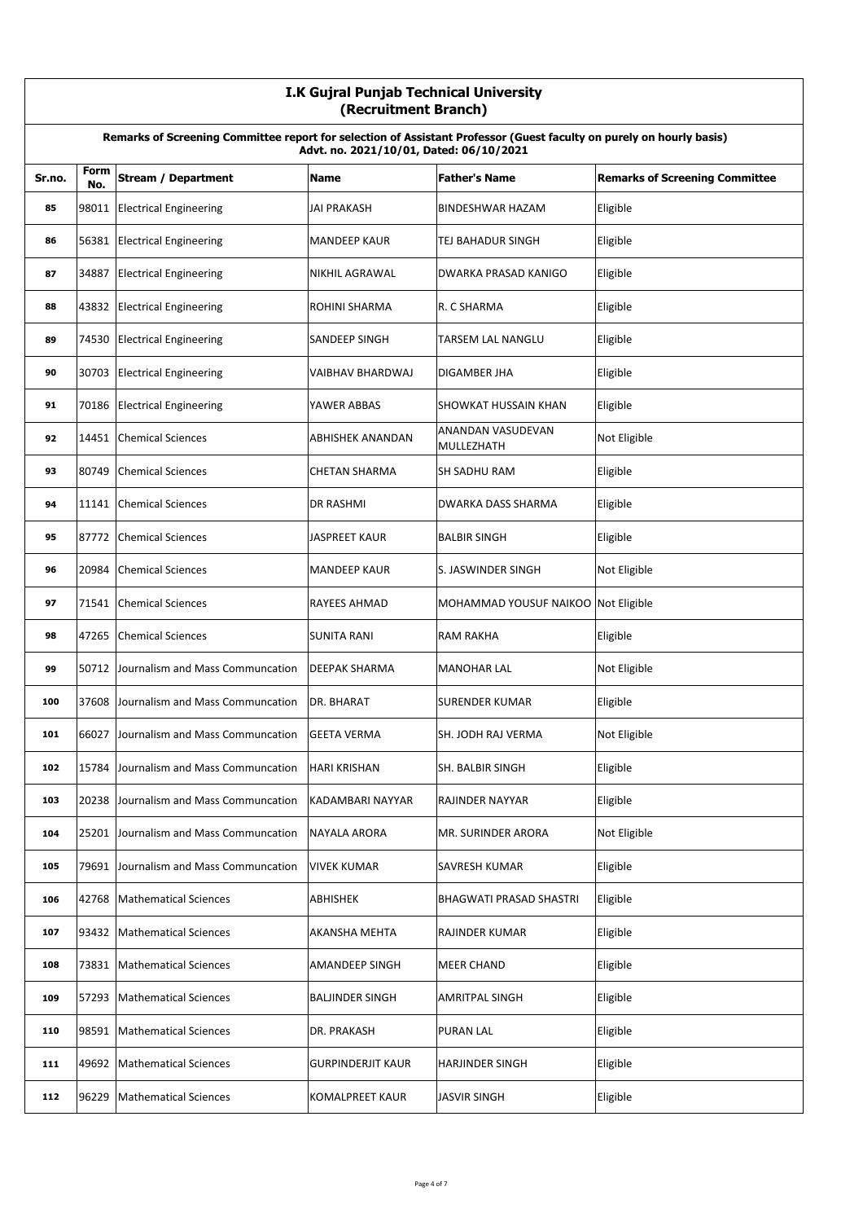# I.K Gujral Punjab Technical University
## (Recruitment Branch)

**Remarks of Screening Committee report for selection of Assistant Professor (Guest faculty on purely on hourly basis)**
**Advt. no. 2021/10/01, Dated: 06/10/2021**

| Sr.no. | Form No. | Stream / Department | Name | Father's Name | Remarks of Screening Committee |
|---|---|---|---|---|---|
| 85 | 98011 | Electrical Engineering | JAI PRAKASH | BINDESHWAR HAZAM | Eligible |
| 86 | 56381 | Electrical Engineering | MANDEEP KAUR | TEJ BAHADUR SINGH | Eligible |
| 87 | 34887 | Electrical Engineering | NIKHIL AGRAWAL | DWARKA PRASAD KANIGO | Eligible |
| 88 | 43832 | Electrical Engineering | ROHINI SHARMA | R. C SHARMA | Eligible |
| 89 | 74530 | Electrical Engineering | SANDEEP SINGH | TARSEM LAL NANGLU | Eligible |
| 90 | 30703 | Electrical Engineering | VAIBHAV BHARDWAJ | DIGAMBER JHA | Eligible |
| 91 | 70186 | Electrical Engineering | YAWER ABBAS | SHOWKAT HUSSAIN KHAN | Eligible |
| 92 | 14451 | Chemical Sciences | ABHISHEK ANANDAN | ANANDAN VASUDEVAN MULLEZHATH | Not Eligible |
| 93 | 80749 | Chemical Sciences | CHETAN SHARMA | SH SADHU RAM | Eligible |
| 94 | 11141 | Chemical Sciences | DR RASHMI | DWARKA DASS SHARMA | Eligible |
| 95 | 87772 | Chemical Sciences | JASPREET KAUR | BALBIR SINGH | Eligible |
| 96 | 20984 | Chemical Sciences | MANDEEP KAUR | S. JASWINDER SINGH | Not Eligible |
| 97 | 71541 | Chemical Sciences | RAYEES AHMAD | MOHAMMAD YOUSUF NAIKOO | Not Eligible |
| 98 | 47265 | Chemical Sciences | SUNITA RANI | RAM RAKHA | Eligible |
| 99 | 50712 | Journalism and Mass Communcation | DEEPAK SHARMA | MANOHAR LAL | Not Eligible |
| 100 | 37608 | Journalism and Mass Communcation | DR. BHARAT | SURENDER KUMAR | Eligible |
| 101 | 66027 | Journalism and Mass Communcation | GEETA VERMA | SH. JODH RAJ VERMA | Not Eligible |
| 102 | 15784 | Journalism and Mass Communcation | HARI KRISHAN | SH. BALBIR SINGH | Eligible |
| 103 | 20238 | Journalism and Mass Communcation | KADAMBARI NAYYAR | RAJINDER NAYYAR | Eligible |
| 104 | 25201 | Journalism and Mass Communcation | NAYALA ARORA | MR. SURINDER ARORA | Not Eligible |
| 105 | 79691 | Journalism and Mass Communcation | VIVEK KUMAR | SAVRESH KUMAR | Eligible |
| 106 | 42768 | Mathematical Sciences | ABHISHEK | BHAGWATI PRASAD SHASTRI | Eligible |
| 107 | 93432 | Mathematical Sciences | AKANSHA MEHTA | RAJINDER KUMAR | Eligible |
| 108 | 73831 | Mathematical Sciences | AMANDEEP SINGH | MEER CHAND | Eligible |
| 109 | 57293 | Mathematical Sciences | BALJINDER SINGH | AMRITPAL SINGH | Eligible |
| 110 | 98591 | Mathematical Sciences | DR. PRAKASH | PURAN LAL | Eligible |
| 111 | 49692 | Mathematical Sciences | GURPINDERJIT KAUR | HARJINDER SINGH | Eligible |
| 112 | 96229 | Mathematical Sciences | KOMALPREET KAUR | JASVIR SINGH | Eligible |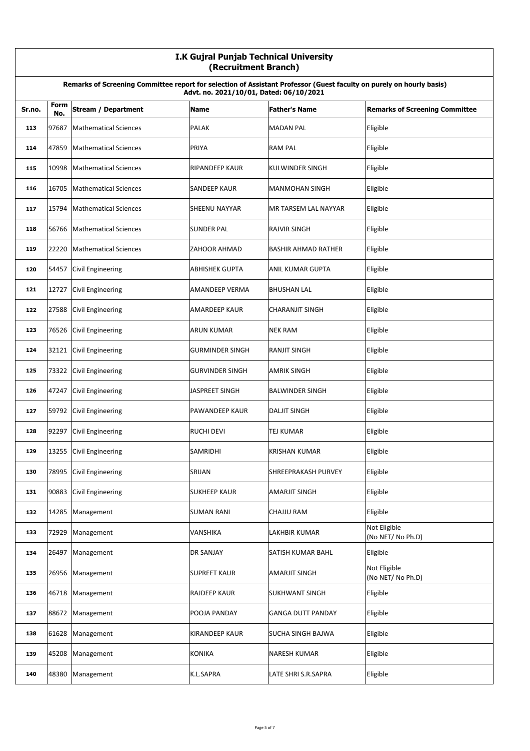# I.K Gujral Punjab Technical University
## (Recruitment Branch)

**Remarks of Screening Committee report for selection of Assistant Professor (Guest faculty on purely on hourly basis)**
**Advt. no. 2021/10/01, Dated: 06/10/2021**

| Sr.no. | Form No. | Stream / Department | Name | Father's Name | Remarks of Screening Committee |
|---|---|---|---|---|---|
| 113 | 97687 | Mathematical Sciences | PALAK | MADAN PAL | Eligible |
| 114 | 47859 | Mathematical Sciences | PRIYA | RAM PAL | Eligible |
| 115 | 10998 | Mathematical Sciences | RIPANDEEP KAUR | KULWINDER SINGH | Eligible |
| 116 | 16705 | Mathematical Sciences | SANDEEP KAUR | MANMOHAN SINGH | Eligible |
| 117 | 15794 | Mathematical Sciences | SHEENU NAYYAR | MR TARSEM LAL NAYYAR | Eligible |
| 118 | 56766 | Mathematical Sciences | SUNDER PAL | RAJVIR SINGH | Eligible |
| 119 | 22220 | Mathematical Sciences | ZAHOOR AHMAD | BASHIR AHMAD RATHER | Eligible |
| 120 | 54457 | Civil Engineering | ABHISHEK GUPTA | ANIL KUMAR GUPTA | Eligible |
| 121 | 12727 | Civil Engineering | AMANDEEP VERMA | BHUSHAN LAL | Eligible |
| 122 | 27588 | Civil Engineering | AMARDEEP KAUR | CHARANJIT SINGH | Eligible |
| 123 | 76526 | Civil Engineering | ARUN KUMAR | NEK RAM | Eligible |
| 124 | 32121 | Civil Engineering | GURMINDER SINGH | RANJIT SINGH | Eligible |
| 125 | 73322 | Civil Engineering | GURVINDER SINGH | AMRIK SINGH | Eligible |
| 126 | 47247 | Civil Engineering | JASPREET SINGH | BALWINDER SINGH | Eligible |
| 127 | 59792 | Civil Engineering | PAWANDEEP KAUR | DALJIT SINGH | Eligible |
| 128 | 92297 | Civil Engineering | RUCHI DEVI | TEJ KUMAR | Eligible |
| 129 | 13255 | Civil Engineering | SAMRIDHI | KRISHAN KUMAR | Eligible |
| 130 | 78995 | Civil Engineering | SRIJAN | SHREEPRAKASH PURVEY | Eligible |
| 131 | 90883 | Civil Engineering | SUKHEEP KAUR | AMARJIT SINGH | Eligible |
| 132 | 14285 | Management | SUMAN RANI | CHAJJU RAM | Eligible |
| 133 | 72929 | Management | VANSHIKA | LAKHBIR KUMAR | Not Eligible (No NET/ No Ph.D) |
| 134 | 26497 | Management | DR SANJAY | SATISH KUMAR BAHL | Eligible |
| 135 | 26956 | Management | SUPREET KAUR | AMARJIT SINGH | Not Eligible (No NET/ No Ph.D) |
| 136 | 46718 | Management | RAJDEEP KAUR | SUKHWANT SINGH | Eligible |
| 137 | 88672 | Management | POOJA PANDAY | GANGA DUTT PANDAY | Eligible |
| 138 | 61628 | Management | KIRANDEEP KAUR | SUCHA SINGH BAJWA | Eligible |
| 139 | 45208 | Management | KONIKA | NARESH KUMAR | Eligible |
| 140 | 48380 | Management | K.L.SAPRA | LATE SHRI S.R.SAPRA | Eligible |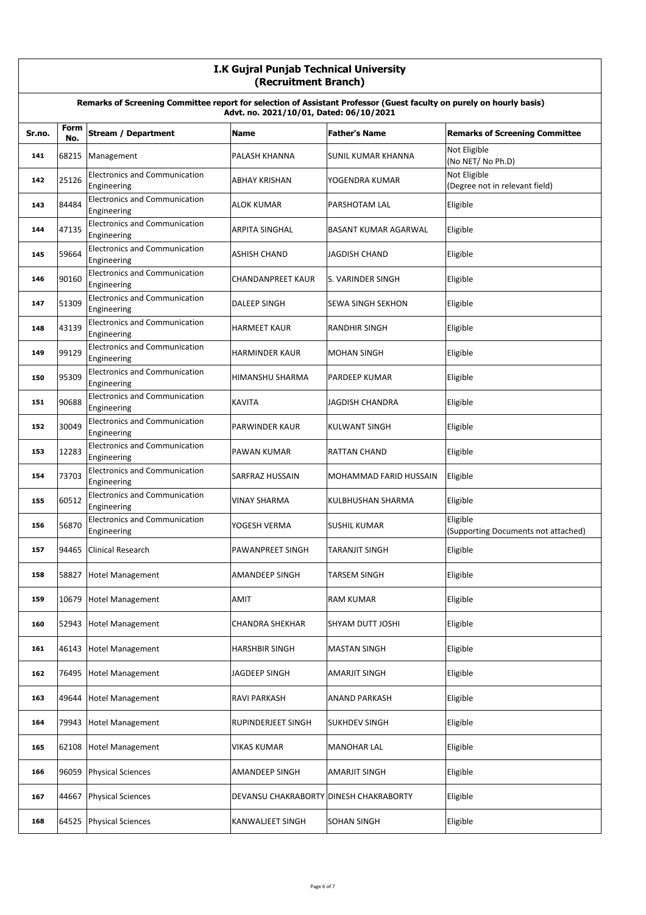# I.K Gujral Punjab Technical University
## (Recruitment Branch)

**Remarks of Screening Committee report for selection of Assistant Professor (Guest faculty on purely on hourly basis)**
**Advt. no. 2021/10/01, Dated: 06/10/2021**

| Sr.no. | Form No. | Stream / Department | Name | Father's Name | Remarks of Screening Committee |
|---|---|---|---|---|---|
| 141 | 68215 | Management | PALASH KHANNA | SUNIL KUMAR KHANNA | Not Eligible (No NET/ No Ph.D) |
| 142 | 25126 | Electronics and Communication Engineering | ABHAY KRISHAN | YOGENDRA KUMAR | Not Eligible (Degree not in relevant field) |
| 143 | 84484 | Electronics and Communication Engineering | ALOK KUMAR | PARSHOTAM LAL | Eligible |
| 144 | 47135 | Electronics and Communication Engineering | ARPITA SINGHAL | BASANT KUMAR AGARWAL | Eligible |
| 145 | 59664 | Electronics and Communication Engineering | ASHISH CHAND | JAGDISH CHAND | Eligible |
| 146 | 90160 | Electronics and Communication Engineering | CHANDANPREET KAUR | S. VARINDER SINGH | Eligible |
| 147 | 51309 | Electronics and Communication Engineering | DALEEP SINGH | SEWA SINGH SEKHON | Eligible |
| 148 | 43139 | Electronics and Communication Engineering | HARMEET KAUR | RANDHIR SINGH | Eligible |
| 149 | 99129 | Electronics and Communication Engineering | HARMINDER KAUR | MOHAN SINGH | Eligible |
| 150 | 95309 | Electronics and Communication Engineering | HIMANSHU SHARMA | PARDEEP KUMAR | Eligible |
| 151 | 90688 | Electronics and Communication Engineering | KAVITA | JAGDISH CHANDRA | Eligible |
| 152 | 30049 | Electronics and Communication Engineering | PARWINDER KAUR | KULWANT SINGH | Eligible |
| 153 | 12283 | Electronics and Communication Engineering | PAWAN KUMAR | RATTAN CHAND | Eligible |
| 154 | 73703 | Electronics and Communication Engineering | SARFRAZ HUSSAIN | MOHAMMAD FARID HUSSAIN | Eligible |
| 155 | 60512 | Electronics and Communication Engineering | VINAY SHARMA | KULBHUSHAN SHARMA | Eligible |
| 156 | 56870 | Electronics and Communication Engineering | YOGESH VERMA | SUSHIL KUMAR | Eligible (Supporting Documents not attached) |
| 157 | 94465 | Clinical Research | PAWANPREET SINGH | TARANJIT SINGH | Eligible |
| 158 | 58827 | Hotel Management | AMANDEEP SINGH | TARSEM SINGH | Eligible |
| 159 | 10679 | Hotel Management | AMIT | RAM KUMAR | Eligible |
| 160 | 52943 | Hotel Management | CHANDRA SHEKHAR | SHYAM DUTT JOSHI | Eligible |
| 161 | 46143 | Hotel Management | HARSHBIR SINGH | MASTAN SINGH | Eligible |
| 162 | 76495 | Hotel Management | JAGDEEP SINGH | AMARJIT SINGH | Eligible |
| 163 | 49644 | Hotel Management | RAVI PARKASH | ANAND PARKASH | Eligible |
| 164 | 79943 | Hotel Management | RUPINDERJEET SINGH | SUKHDEV SINGH | Eligible |
| 165 | 62108 | Hotel Management | VIKAS KUMAR | MANOHAR LAL | Eligible |
| 166 | 96059 | Physical Sciences | AMANDEEP SINGH | AMARJIT SINGH | Eligible |
| 167 | 44667 | Physical Sciences | DEVANSU CHAKRABORTY | DINESH CHAKRABORTY | Eligible |
| 168 | 64525 | Physical Sciences | KANWALJEET SINGH | SOHAN SINGH | Eligible |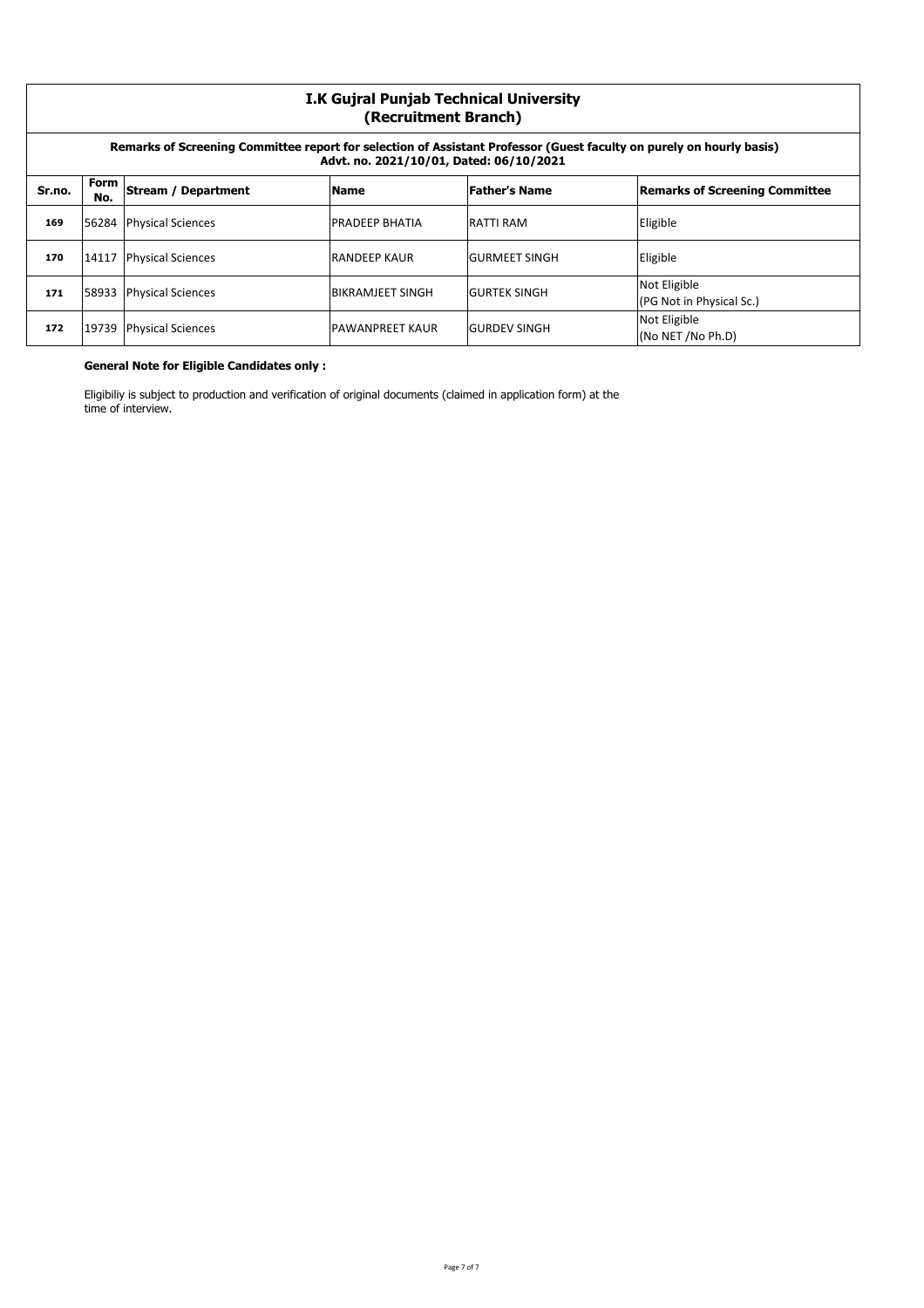# I.K Gujral Punjab Technical University
## (Recruitment Branch)

**Remarks of Screening Committee report for selection of Assistant Professor (Guest faculty on purely on hourly basis)**
**Advt. no. 2021/10/01, Dated: 06/10/2021**

| Sr.no. | Form No. | Stream / Department | Name | Father's Name | Remarks of Screening Committee |
|---|---|---|---|---|---|
| 169 | 56284 | Physical Sciences | PRADEEP BHATIA | RATTI RAM | Eligible |
| 170 | 14117 | Physical Sciences | RANDEEP KAUR | GURMEET SINGH | Eligible |
| 171 | 58933 | Physical Sciences | BIKRAMJEET SINGH | GURTEK SINGH | Not Eligible (PG Not in Physical Sc.) |
| 172 | 19739 | Physical Sciences | PAWANPREET KAUR | GURDEV SINGH | Not Eligible (No NET /No Ph.D) |

**General Note for Eligible Candidates only :**

Eligibiliy is subject to production and verification of original documents (claimed in application form) at the time of interview.